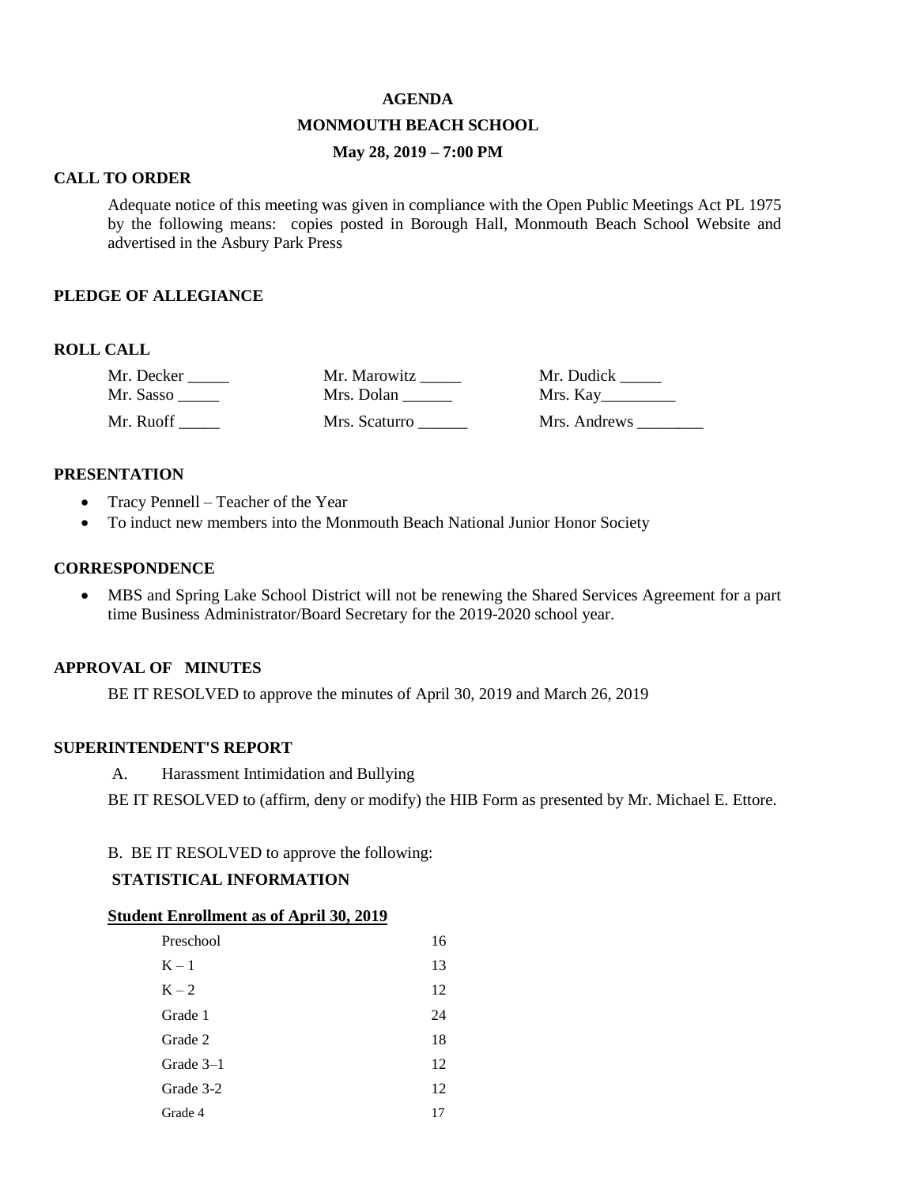# AGENDA

## MONMOUTH BEACH SCHOOL

### May 28, 2019 – 7:00 PM

**CALL TO ORDER**

Adequate notice of this meeting was given in compliance with the Open Public Meetings Act PL 1975 by the following means: copies posted in Borough Hall, Monmouth Beach School Website and advertised in the Asbury Park Press

**PLEDGE OF ALLEGIANCE**

**ROLL CALL**

| | | |
|---|---|---|
| Mr. Decker _____ | Mr. Marowitz _____ | Mr. Dudick _____ |
| Mr. Sasso _____ | Mrs. Dolan ______ | Mrs. Kay_________ |
| Mr. Ruoff _____ | Mrs. Scaturro ______ | Mrs. Andrews ________ |

**PRESENTATION**

- Tracy Pennell – Teacher of the Year
- To induct new members into the Monmouth Beach National Junior Honor Society

**CORRESPONDENCE**

- MBS and Spring Lake School District will not be renewing the Shared Services Agreement for a part time Business Administrator/Board Secretary for the 2019-2020 school year.

**APPROVAL OF MINUTES**

BE IT RESOLVED to approve the minutes of April 30, 2019 and March 26, 2019

**SUPERINTENDENT'S REPORT**

A. Harassment Intimidation and Bullying

BE IT RESOLVED to (affirm, deny or modify) the HIB Form as presented by Mr. Michael E. Ettore.

B. BE IT RESOLVED to approve the following:

**STATISTICAL INFORMATION**

**Student Enrollment as of April 30, 2019**

| | |
|---|---|
| Preschool | 16 |
| K – 1 | 13 |
| K – 2 | 12 |
| Grade 1 | 24 |
| Grade 2 | 18 |
| Grade 3–1 | 12 |
| Grade 3-2 | 12 |
| Grade 4 | 17 |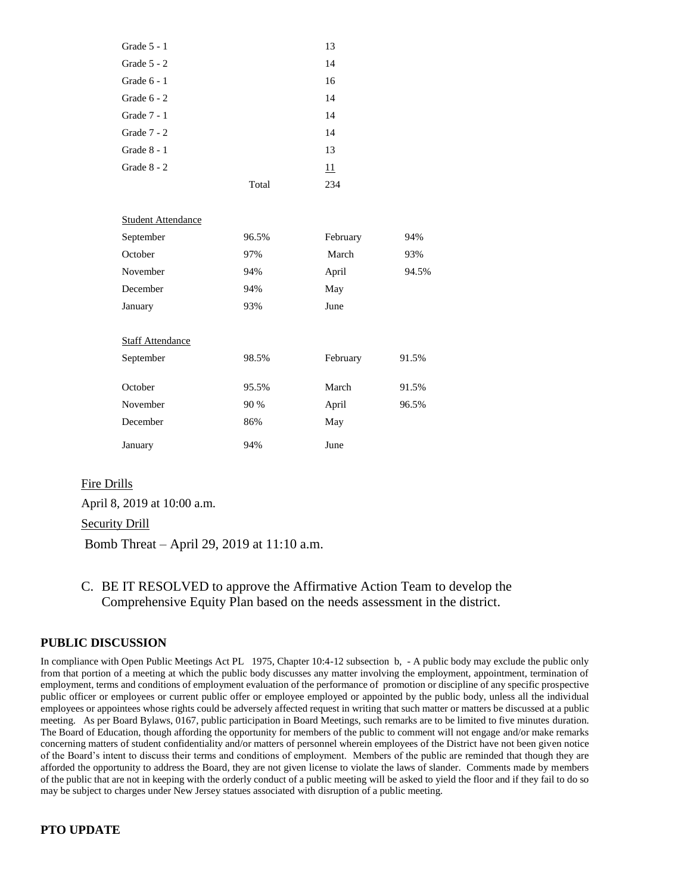| | | |
|---|---|---|
| Grade 5 - 1 | | 13 |
| Grade 5 - 2 | | 14 |
| Grade 6 - 1 | | 16 |
| Grade 6 - 2 | | 14 |
| Grade 7 - 1 | | 14 |
| Grade 7 - 2 | | 14 |
| Grade 8 - 1 | | 13 |
| Grade 8 - 2 | | 11 |
| | Total | 234 |

Student Attendance

| | | | |
|---|---|---|---|
| September | 96.5% | February | 94% |
| October | 97% | March | 93% |
| November | 94% | April | 94.5% |
| December | 94% | May | |
| January | 93% | June | |

Staff Attendance

| | | | |
|---|---|---|---|
| September | 98.5% | February | 91.5% |
| October | 95.5% | March | 91.5% |
| November | 90 % | April | 96.5% |
| December | 86% | May | |
| January | 94% | June | |

Fire Drills

April 8, 2019 at 10:00 a.m.

Security Drill

Bomb Threat – April 29, 2019 at 11:10 a.m.

C. BE IT RESOLVED to approve the Affirmative Action Team to develop the Comprehensive Equity Plan based on the needs assessment in the district.

## PUBLIC DISCUSSION

In compliance with Open Public Meetings Act PL 1975, Chapter 10:4-12 subsection b, - A public body may exclude the public only from that portion of a meeting at which the public body discusses any matter involving the employment, appointment, termination of employment, terms and conditions of employment evaluation of the performance of promotion or discipline of any specific prospective public officer or employees or current public offer or employee employed or appointed by the public body, unless all the individual employees or appointees whose rights could be adversely affected request in writing that such matter or matters be discussed at a public meeting. As per Board Bylaws, 0167, public participation in Board Meetings, such remarks are to be limited to five minutes duration. The Board of Education, though affording the opportunity for members of the public to comment will not engage and/or make remarks concerning matters of student confidentiality and/or matters of personnel wherein employees of the District have not been given notice of the Board's intent to discuss their terms and conditions of employment. Members of the public are reminded that though they are afforded the opportunity to address the Board, they are not given license to violate the laws of slander. Comments made by members of the public that are not in keeping with the orderly conduct of a public meeting will be asked to yield the floor and if they fail to do so may be subject to charges under New Jersey statues associated with disruption of a public meeting.

## PTO UPDATE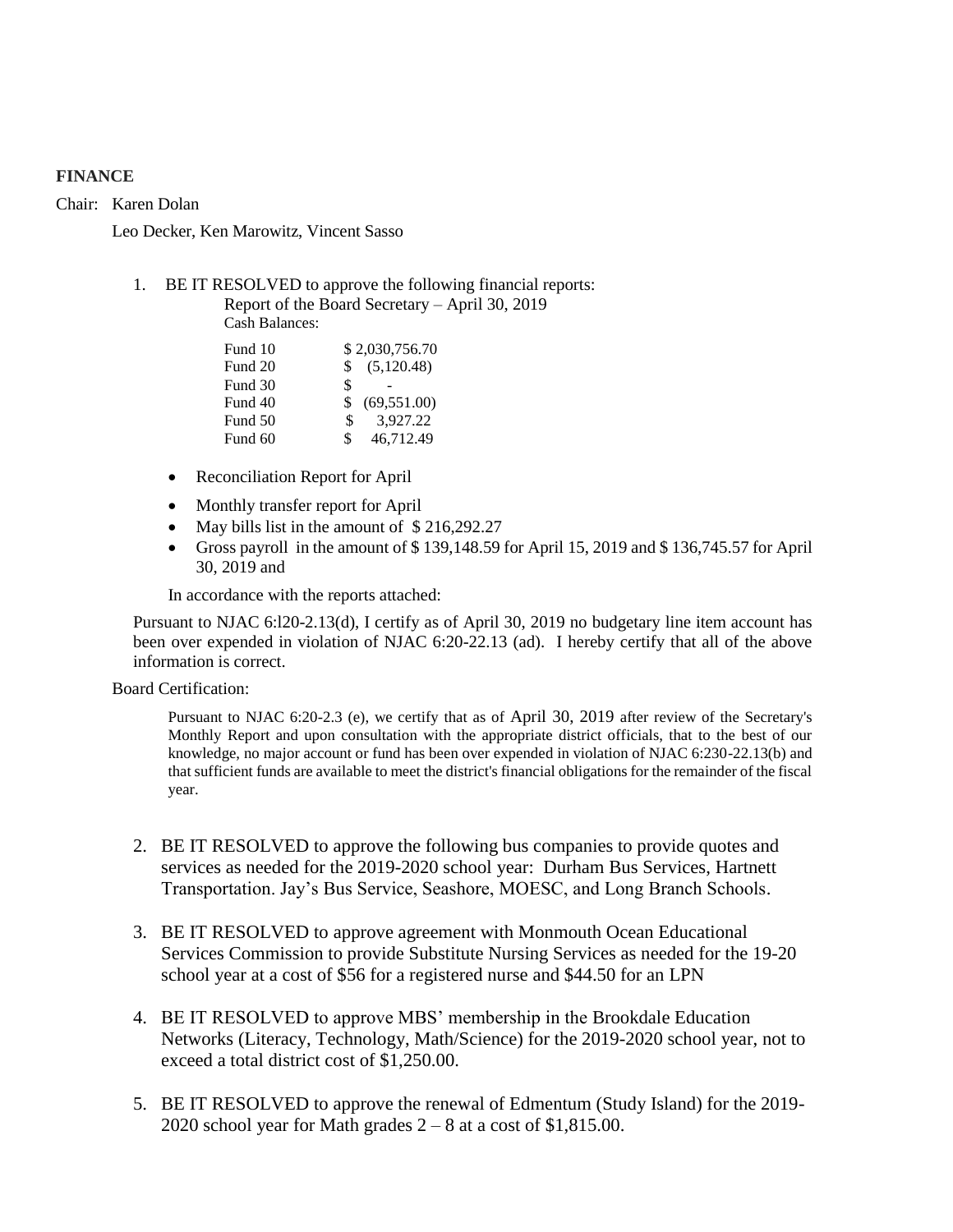**FINANCE**

Chair: Karen Dolan

Leo Decker, Ken Marowitz, Vincent Sasso

1. BE IT RESOLVED to approve the following financial reports:

   Report of the Board Secretary – April 30, 2019

   Cash Balances:

   | Fund | Balance |
   |---|---|
   | Fund 10 | $ 2,030,756.70 |
   | Fund 20 | $ (5,120.48) |
   | Fund 30 | $ - |
   | Fund 40 | $ (69,551.00) |
   | Fund 50 | $ 3,927.22 |
   | Fund 60 | $ 46,712.49 |

   - Reconciliation Report for April
   - Monthly transfer report for April
   - May bills list in the amount of $ 216,292.27
   - Gross payroll in the amount of $ 139,148.59 for April 15, 2019 and $ 136,745.57 for April 30, 2019 and

   In accordance with the reports attached:

   Pursuant to NJAC 6:l20-2.13(d), I certify as of April 30, 2019 no budgetary line item account has been over expended in violation of NJAC 6:20-22.13 (ad). I hereby certify that all of the above information is correct.

Board Certification:

Pursuant to NJAC 6:20-2.3 (e), we certify that as of April 30, 2019 after review of the Secretary's Monthly Report and upon consultation with the appropriate district officials, that to the best of our knowledge, no major account or fund has been over expended in violation of NJAC 6:230-22.13(b) and that sufficient funds are available to meet the district's financial obligations for the remainder of the fiscal year.

2. BE IT RESOLVED to approve the following bus companies to provide quotes and services as needed for the 2019-2020 school year: Durham Bus Services, Hartnett Transportation. Jay's Bus Service, Seashore, MOESC, and Long Branch Schools.

3. BE IT RESOLVED to approve agreement with Monmouth Ocean Educational Services Commission to provide Substitute Nursing Services as needed for the 19-20 school year at a cost of $56 for a registered nurse and $44.50 for an LPN

4. BE IT RESOLVED to approve MBS' membership in the Brookdale Education Networks (Literacy, Technology, Math/Science) for the 2019-2020 school year, not to exceed a total district cost of $1,250.00.

5. BE IT RESOLVED to approve the renewal of Edmentum (Study Island) for the 2019-2020 school year for Math grades 2 – 8 at a cost of $1,815.00.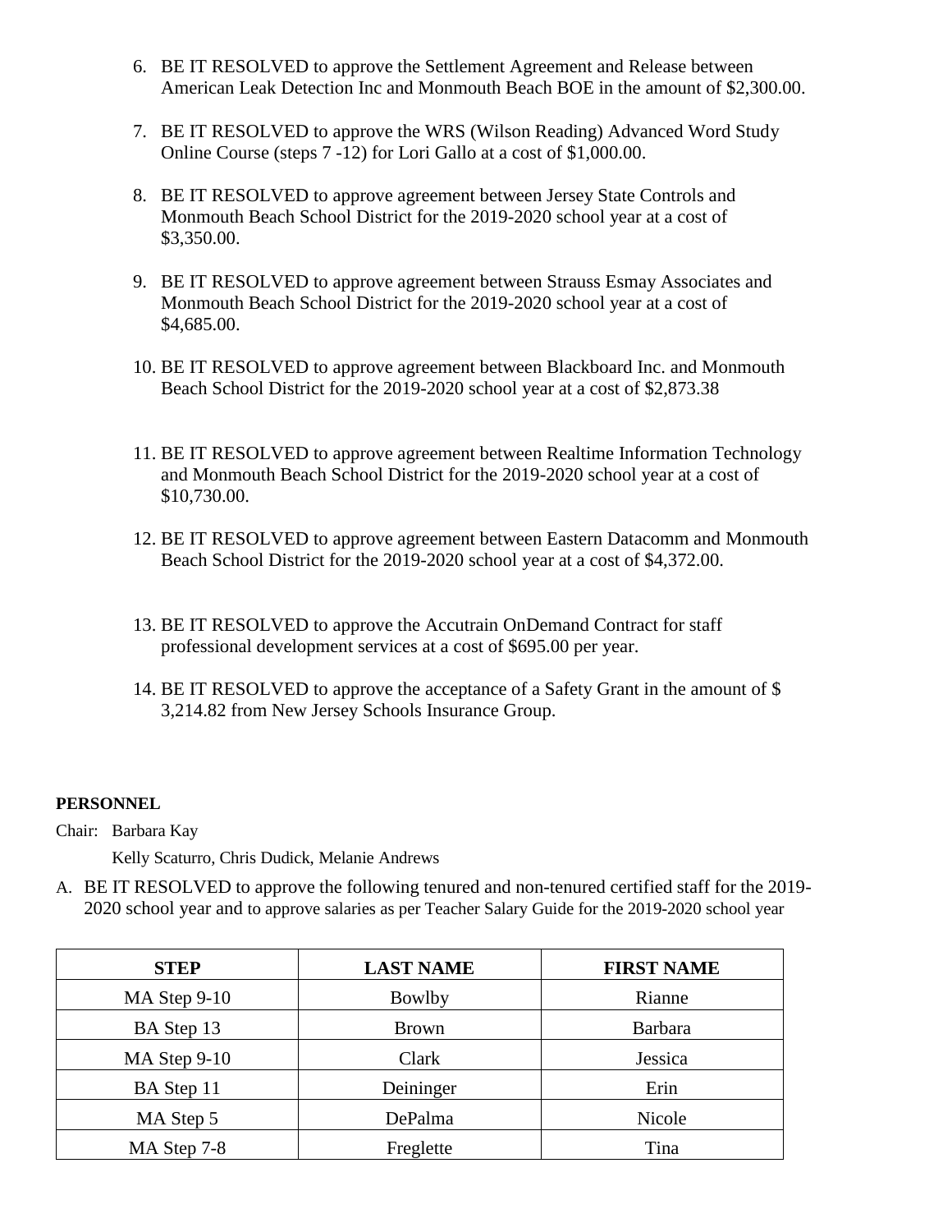6. BE IT RESOLVED to approve the Settlement Agreement and Release between American Leak Detection Inc and Monmouth Beach BOE in the amount of $2,300.00.

7. BE IT RESOLVED to approve the WRS (Wilson Reading) Advanced Word Study Online Course (steps 7 -12) for Lori Gallo at a cost of $1,000.00.

8. BE IT RESOLVED to approve agreement between Jersey State Controls and Monmouth Beach School District for the 2019-2020 school year at a cost of $3,350.00.

9. BE IT RESOLVED to approve agreement between Strauss Esmay Associates and Monmouth Beach School District for the 2019-2020 school year at a cost of $4,685.00.

10. BE IT RESOLVED to approve agreement between Blackboard Inc. and Monmouth Beach School District for the 2019-2020 school year at a cost of $2,873.38

11. BE IT RESOLVED to approve agreement between Realtime Information Technology and Monmouth Beach School District for the 2019-2020 school year at a cost of $10,730.00.

12. BE IT RESOLVED to approve agreement between Eastern Datacomm and Monmouth Beach School District for the 2019-2020 school year at a cost of $4,372.00.

13. BE IT RESOLVED to approve the Accutrain OnDemand Contract for staff professional development services at a cost of $695.00 per year.

14. BE IT RESOLVED to approve the acceptance of a Safety Grant in the amount of $ 3,214.82 from New Jersey Schools Insurance Group.

**PERSONNEL**

Chair: Barbara Kay

Kelly Scaturro, Chris Dudick, Melanie Andrews

A. BE IT RESOLVED to approve the following tenured and non-tenured certified staff for the 2019-2020 school year and to approve salaries as per Teacher Salary Guide for the 2019-2020 school year

| STEP | LAST NAME | FIRST NAME |
|---|---|---|
| MA Step 9-10 | Bowlby | Rianne |
| BA Step 13 | Brown | Barbara |
| MA Step 9-10 | Clark | Jessica |
| BA Step 11 | Deininger | Erin |
| MA Step 5 | DePalma | Nicole |
| MA Step 7-8 | Freglette | Tina |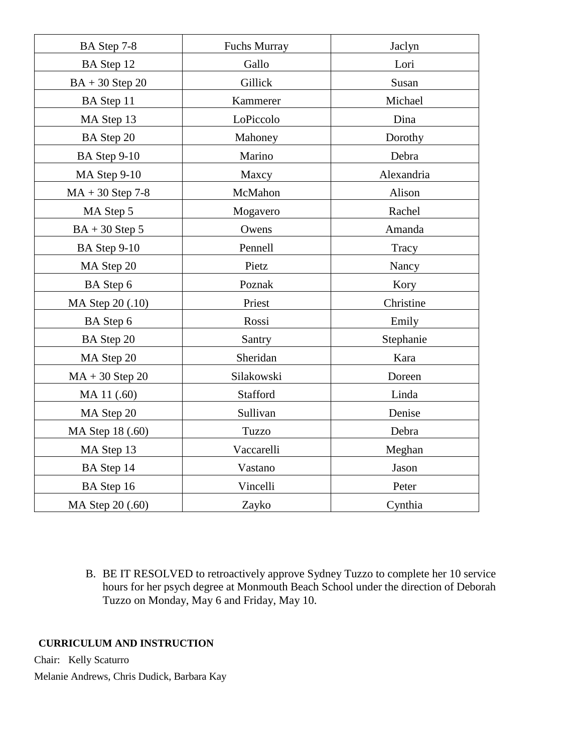| BA Step 7-8 | Fuchs Murray | Jaclyn |
|---|---|---|
| BA Step 12 | Gallo | Lori |
| BA + 30 Step 20 | Gillick | Susan |
| BA Step 11 | Kammerer | Michael |
| MA Step 13 | LoPiccolo | Dina |
| BA Step 20 | Mahoney | Dorothy |
| BA Step 9-10 | Marino | Debra |
| MA Step 9-10 | Maxcy | Alexandria |
| MA + 30 Step 7-8 | McMahon | Alison |
| MA Step 5 | Mogavero | Rachel |
| BA + 30 Step 5 | Owens | Amanda |
| BA Step 9-10 | Pennell | Tracy |
| MA Step 20 | Pietz | Nancy |
| BA Step 6 | Poznak | Kory |
| MA Step 20 (.10) | Priest | Christine |
| BA Step 6 | Rossi | Emily |
| BA Step 20 | Santry | Stephanie |
| MA Step 20 | Sheridan | Kara |
| MA + 30 Step 20 | Silakowski | Doreen |
| MA 11 (.60) | Stafford | Linda |
| MA Step 20 | Sullivan | Denise |
| MA Step 18 (.60) | Tuzzo | Debra |
| MA Step 13 | Vaccarelli | Meghan |
| BA Step 14 | Vastano | Jason |
| BA Step 16 | Vincelli | Peter |
| MA Step 20 (.60) | Zayko | Cynthia |

B. BE IT RESOLVED to retroactively approve Sydney Tuzzo to complete her 10 service hours for her psych degree at Monmouth Beach School under the direction of Deborah Tuzzo on Monday, May 6 and Friday, May 10.

**CURRICULUM AND INSTRUCTION**

Chair: Kelly Scaturro

Melanie Andrews, Chris Dudick, Barbara Kay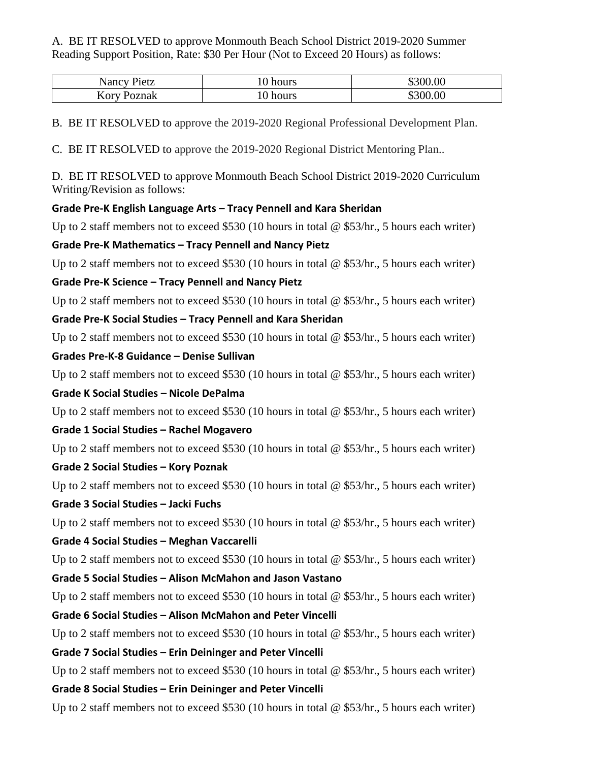A. BE IT RESOLVED to approve Monmouth Beach School District 2019-2020 Summer Reading Support Position, Rate: $30 Per Hour (Not to Exceed 20 Hours) as follows:

| Nancy Pietz | 10 hours | $300.00 |
|---|---|---|
| Kory Poznak | 10 hours | $300.00 |

B. BE IT RESOLVED to approve the 2019-2020 Regional Professional Development Plan.

C. BE IT RESOLVED to approve the 2019-2020 Regional District Mentoring Plan..

D. BE IT RESOLVED to approve Monmouth Beach School District 2019-2020 Curriculum Writing/Revision as follows:

**Grade Pre-K English Language Arts – Tracy Pennell and Kara Sheridan**

Up to 2 staff members not to exceed $530 (10 hours in total @ $53/hr., 5 hours each writer)

**Grade Pre-K Mathematics – Tracy Pennell and Nancy Pietz**

Up to 2 staff members not to exceed $530 (10 hours in total @ $53/hr., 5 hours each writer)

**Grade Pre-K Science – Tracy Pennell and Nancy Pietz**

Up to 2 staff members not to exceed $530 (10 hours in total @ $53/hr., 5 hours each writer)

**Grade Pre-K Social Studies – Tracy Pennell and Kara Sheridan**

Up to 2 staff members not to exceed $530 (10 hours in total @ $53/hr., 5 hours each writer)

**Grades Pre-K-8 Guidance – Denise Sullivan**

Up to 2 staff members not to exceed $530 (10 hours in total @ $53/hr., 5 hours each writer)

**Grade K Social Studies – Nicole DePalma**

Up to 2 staff members not to exceed $530 (10 hours in total @ $53/hr., 5 hours each writer)

**Grade 1 Social Studies – Rachel Mogavero**

Up to 2 staff members not to exceed $530 (10 hours in total @ $53/hr., 5 hours each writer)

**Grade 2 Social Studies – Kory Poznak**

Up to 2 staff members not to exceed $530 (10 hours in total @ $53/hr., 5 hours each writer)

**Grade 3 Social Studies – Jacki Fuchs**

Up to 2 staff members not to exceed $530 (10 hours in total @ $53/hr., 5 hours each writer)

**Grade 4 Social Studies – Meghan Vaccarelli**

Up to 2 staff members not to exceed $530 (10 hours in total @ $53/hr., 5 hours each writer)

**Grade 5 Social Studies – Alison McMahon and Jason Vastano**

Up to 2 staff members not to exceed $530 (10 hours in total @ $53/hr., 5 hours each writer)

**Grade 6 Social Studies – Alison McMahon and Peter Vincelli**

Up to 2 staff members not to exceed $530 (10 hours in total @ $53/hr., 5 hours each writer)

**Grade 7 Social Studies – Erin Deininger and Peter Vincelli**

Up to 2 staff members not to exceed $530 (10 hours in total @ $53/hr., 5 hours each writer)

**Grade 8 Social Studies – Erin Deininger and Peter Vincelli**

Up to 2 staff members not to exceed $530 (10 hours in total @ $53/hr., 5 hours each writer)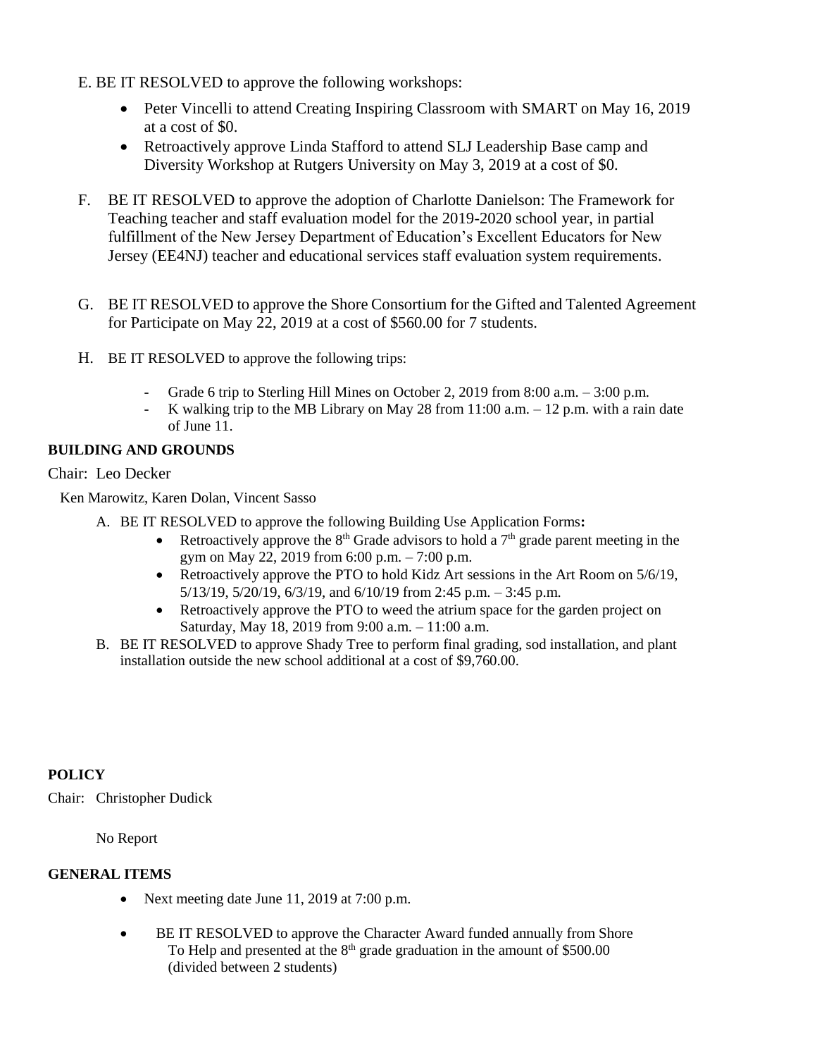E. BE IT RESOLVED to approve the following workshops:

- Peter Vincelli to attend Creating Inspiring Classroom with SMART on May 16, 2019 at a cost of $0.
- Retroactively approve Linda Stafford to attend SLJ Leadership Base camp and Diversity Workshop at Rutgers University on May 3, 2019 at a cost of $0.

F. BE IT RESOLVED to approve the adoption of Charlotte Danielson: The Framework for Teaching teacher and staff evaluation model for the 2019-2020 school year, in partial fulfillment of the New Jersey Department of Education's Excellent Educators for New Jersey (EE4NJ) teacher and educational services staff evaluation system requirements.

G. BE IT RESOLVED to approve the Shore Consortium for the Gifted and Talented Agreement for Participate on May 22, 2019 at a cost of $560.00 for 7 students.

H. BE IT RESOLVED to approve the following trips:

- Grade 6 trip to Sterling Hill Mines on October 2, 2019 from 8:00 a.m. – 3:00 p.m.
- K walking trip to the MB Library on May 28 from 11:00 a.m. – 12 p.m. with a rain date of June 11.

**BUILDING AND GROUNDS**

Chair: Leo Decker

Ken Marowitz, Karen Dolan, Vincent Sasso

A. BE IT RESOLVED to approve the following Building Use Application Forms**:**

- Retroactively approve the 8th Grade advisors to hold a 7th grade parent meeting in the gym on May 22, 2019 from 6:00 p.m. – 7:00 p.m.
- Retroactively approve the PTO to hold Kidz Art sessions in the Art Room on 5/6/19, 5/13/19, 5/20/19, 6/3/19, and 6/10/19 from 2:45 p.m. – 3:45 p.m.
- Retroactively approve the PTO to weed the atrium space for the garden project on Saturday, May 18, 2019 from 9:00 a.m. – 11:00 a.m.

B. BE IT RESOLVED to approve Shady Tree to perform final grading, sod installation, and plant installation outside the new school additional at a cost of $9,760.00.

**POLICY**

Chair: Christopher Dudick

No Report

**GENERAL ITEMS**

- Next meeting date June 11, 2019 at 7:00 p.m.
- BE IT RESOLVED to approve the Character Award funded annually from Shore To Help and presented at the 8th grade graduation in the amount of $500.00 (divided between 2 students)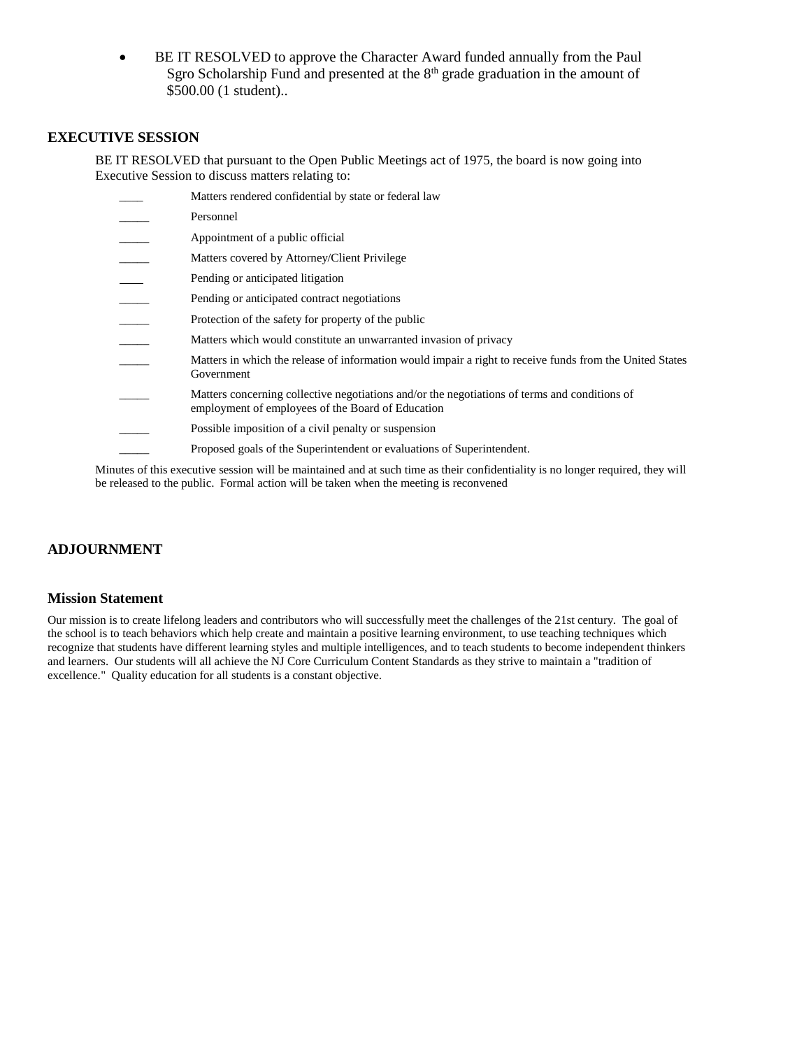- BE IT RESOLVED to approve the Character Award funded annually from the Paul Sgro Scholarship Fund and presented at the 8th grade graduation in the amount of $500.00 (1 student)..

### EXECUTIVE SESSION

BE IT RESOLVED that pursuant to the Open Public Meetings act of 1975, the board is now going into Executive Session to discuss matters relating to:

____ Matters rendered confidential by state or federal law

_____ Personnel

_____ Appointment of a public official

_____ Matters covered by Attorney/Client Privilege

____ Pending or anticipated litigation

_____ Pending or anticipated contract negotiations

_____ Protection of the safety for property of the public

_____ Matters which would constitute an unwarranted invasion of privacy

_____ Matters in which the release of information would impair a right to receive funds from the United States Government

_____ Matters concerning collective negotiations and/or the negotiations of terms and conditions of employment of employees of the Board of Education

_____ Possible imposition of a civil penalty or suspension

_____ Proposed goals of the Superintendent or evaluations of Superintendent.

Minutes of this executive session will be maintained and at such time as their confidentiality is no longer required, they will be released to the public. Formal action will be taken when the meeting is reconvened

### ADJOURNMENT

### Mission Statement

Our mission is to create lifelong leaders and contributors who will successfully meet the challenges of the 21st century. The goal of the school is to teach behaviors which help create and maintain a positive learning environment, to use teaching techniques which recognize that students have different learning styles and multiple intelligences, and to teach students to become independent thinkers and learners. Our students will all achieve the NJ Core Curriculum Content Standards as they strive to maintain a "tradition of excellence." Quality education for all students is a constant objective.